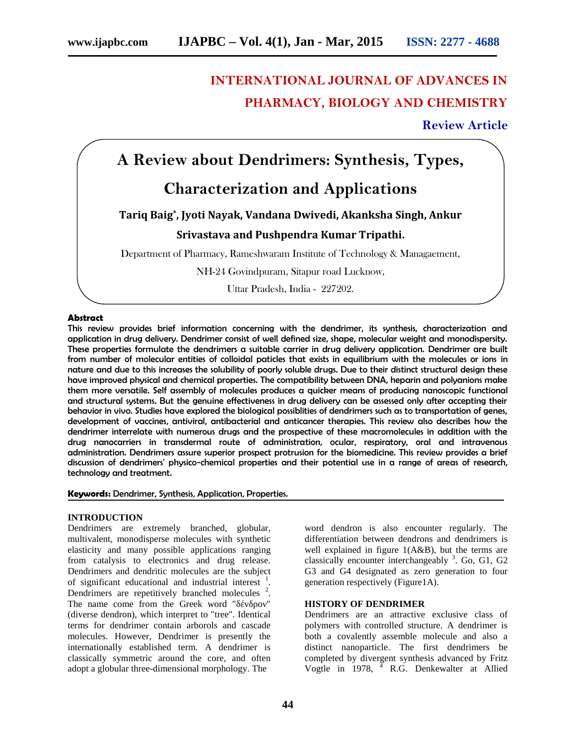# INTERNATIONAL JOURNAL OF ADVANCES IN PHARMACY, BIOLOGY AND CHEMISTRY

**Review Article**

# A Review about Dendrimers: Synthesis, Types, Characterization and Applications

**Tariq Baig*, Jyoti Nayak, Vandana Dwivedi, Akanksha Singh, Ankur Srivastava and Pushpendra Kumar Tripathi.**

Department of Pharmacy, Rameshwaram Institute of Technology & Managaement, NH-24 Govindpuram, Sitapur road Lucknow, Uttar Pradesh, India - 227202.

**Abstract**

This review provides brief information concerning with the dendrimer, its synthesis, characterization and application in drug delivery. Dendrimer consist of well defined size, shape, molecular weight and monodispersity. These properties formulate the dendrimers a suitable carrier in drug delivery application. Dendrimer are built from number of molecular entities of colloidal paticles that exists in equilibrium with the molecules or ions in nature and due to this increases the solubility of poorly soluble drugs. Due to their distinct structural design these have improved physical and chemical properties. The compatibility between DNA, heparin and polyanions make them more versatile. Self assembly of molecules produces a quicker means of producing nanoscopic functional and structural systems. But the genuine effectiveness in drug delivery can be assessed only after accepting their behavior in vivo. Studies have explored the biological possiblities of dendrimers such as to transportation of genes, development of vaccines, antiviral, antibacterial and anticancer therapies. This review also describes how the dendrimer interrelate with numerous drugs and the prospective of these macromolecules in addition with the drug nanocarriers in transdermal route of administration, ocular, respiratory, oral and intravenous administration. Dendrimers assure superior prospect protrusion for the biomedicine. This review provides a brief discussion of dendrimers' physico-chemical properties and their potential use in a range of areas of research, technology and treatment.

**Keywords:** Dendrimer, Synthesis, Application, Properties.

## INTRODUCTION

Dendrimers are extremely branched, globular, multivalent, monodisperse molecules with synthetic elasticity and many possible applications ranging from catalysis to electronics and drug release. Dendrimers and dendritic molecules are the subject of significant educational and industrial interest [1]. Dendrimers are repetitively branched molecules [2]. The name come from the Greek word "δένδρον" (diverse dendron), which interpret to "tree". Identical terms for dendrimer contain arborols and cascade molecules. However, Dendrimer is presently the internationally established term. A dendrimer is classically symmetric around the core, and often adopt a globular three-dimensional morphology. The word dendron is also encounter regularly. The differentiation between dendrons and dendrimers is well explained in figure 1(A&B), but the terms are classically encounter interchangeably [3]. Go, G1, G2 G3 and G4 designated as zero generation to four generation respectively (Figure1A).

## HISTORY OF DENDRIMER

Dendrimers are an attractive exclusive class of polymers with controlled structure. A dendrimer is both a covalently assemble molecule and also a distinct nanoparticle. The first dendrimers be completed by divergent synthesis advanced by Fritz Vogtle in 1978, [4] R.G. Denkewalter at Allied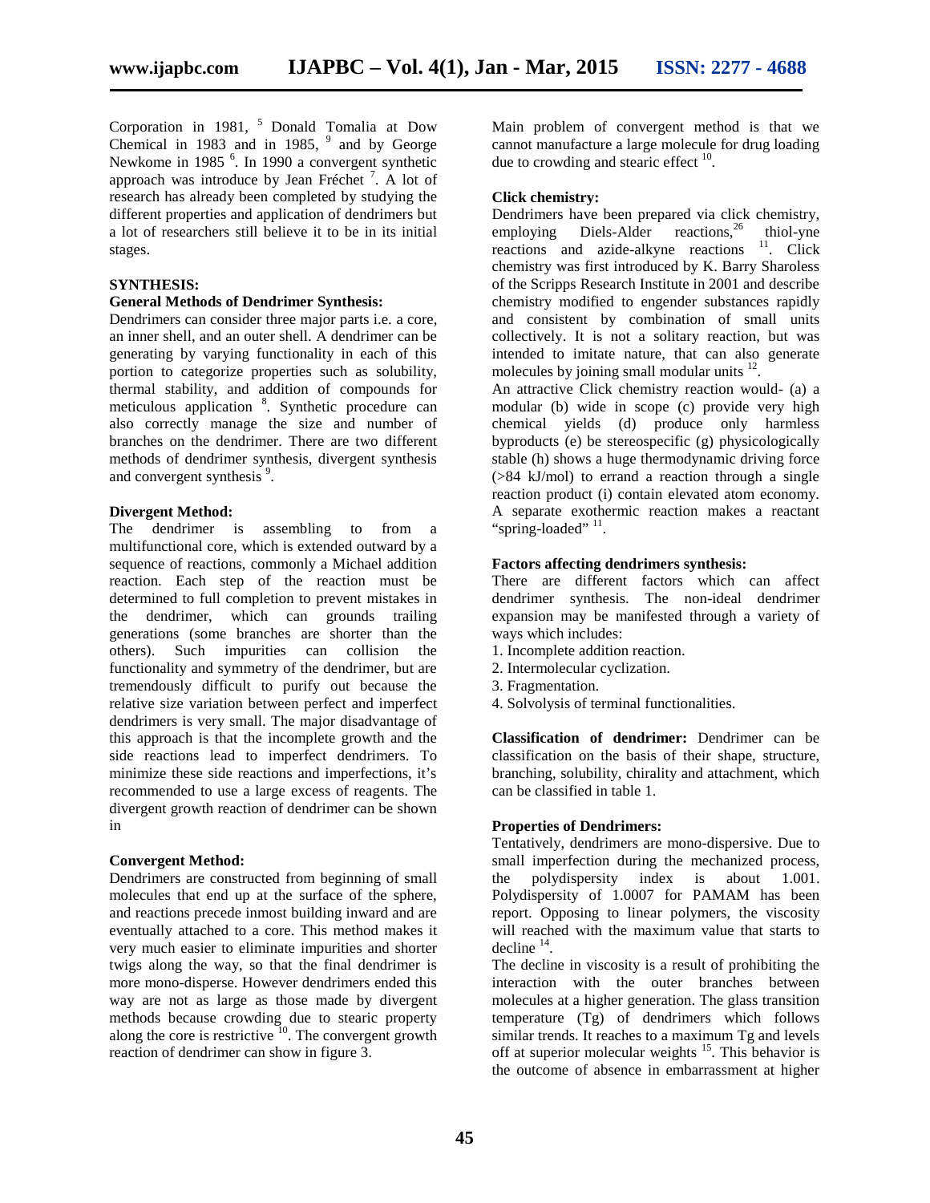Corporation in 1981, [5] Donald Tomalia at Dow Chemical in 1983 and in 1985, [9] and by George Newkome in 1985 [6]. In 1990 a convergent synthetic approach was introduce by Jean Fréchet [7]. A lot of research has already been completed by studying the different properties and application of dendrimers but a lot of researchers still believe it to be in its initial stages.

## SYNTHESIS:

### General Methods of Dendrimer Synthesis:

Dendrimers can consider three major parts i.e. a core, an inner shell, and an outer shell. A dendrimer can be generating by varying functionality in each of this portion to categorize properties such as solubility, thermal stability, and addition of compounds for meticulous application [8]. Synthetic procedure can also correctly manage the size and number of branches on the dendrimer. There are two different methods of dendrimer synthesis, divergent synthesis and convergent synthesis [9].

### Divergent Method:

The dendrimer is assembling to from a multifunctional core, which is extended outward by a sequence of reactions, commonly a Michael addition reaction. Each step of the reaction must be determined to full completion to prevent mistakes in the dendrimer, which can grounds trailing generations (some branches are shorter than the others). Such impurities can collision the functionality and symmetry of the dendrimer, but are tremendously difficult to purify out because the relative size variation between perfect and imperfect dendrimers is very small. The major disadvantage of this approach is that the incomplete growth and the side reactions lead to imperfect dendrimers. To minimize these side reactions and imperfections, it's recommended to use a large excess of reagents. The divergent growth reaction of dendrimer can be shown in

### Convergent Method:

Dendrimers are constructed from beginning of small molecules that end up at the surface of the sphere, and reactions precede inmost building inward and are eventually attached to a core. This method makes it very much easier to eliminate impurities and shorter twigs along the way, so that the final dendrimer is more mono-disperse. However dendrimers ended this way are not as large as those made by divergent methods because crowding due to stearic property along the core is restrictive [10]. The convergent growth reaction of dendrimer can show in figure 3.

Main problem of convergent method is that we cannot manufacture a large molecule for drug loading due to crowding and stearic effect [10].

### Click chemistry:

Dendrimers have been prepared via click chemistry, employing Diels-Alder reactions,[26] thiol-yne reactions and azide-alkyne reactions [11]. Click chemistry was first introduced by K. Barry Sharoless of the Scripps Research Institute in 2001 and describe chemistry modified to engender substances rapidly and consistent by combination of small units collectively. It is not a solitary reaction, but was intended to imitate nature, that can also generate molecules by joining small modular units [12].

An attractive Click chemistry reaction would- (a) a modular (b) wide in scope (c) provide very high chemical yields (d) produce only harmless byproducts (e) be stereospecific (g) physicologically stable (h) shows a huge thermodynamic driving force (>84 kJ/mol) to errand a reaction through a single reaction product (i) contain elevated atom economy. A separate exothermic reaction makes a reactant "spring-loaded" [11].

### Factors affecting dendrimers synthesis:

There are different factors which can affect dendrimer synthesis. The non-ideal dendrimer expansion may be manifested through a variety of ways which includes:

1. Incomplete addition reaction.
2. Intermolecular cyclization.
3. Fragmentation.
4. Solvolysis of terminal functionalities.

**Classification of dendrimer:** Dendrimer can be classification on the basis of their shape, structure, branching, solubility, chirality and attachment, which can be classified in table 1.

### Properties of Dendrimers:

Tentatively, dendrimers are mono-dispersive. Due to small imperfection during the mechanized process, the polydispersity index is about 1.001. Polydispersity of 1.0007 for PAMAM has been report. Opposing to linear polymers, the viscosity will reached with the maximum value that starts to decline [14].

The decline in viscosity is a result of prohibiting the interaction with the outer branches between molecules at a higher generation. The glass transition temperature (Tg) of dendrimers which follows similar trends. It reaches to a maximum Tg and levels off at superior molecular weights [15]. This behavior is the outcome of absence in embarrassment at higher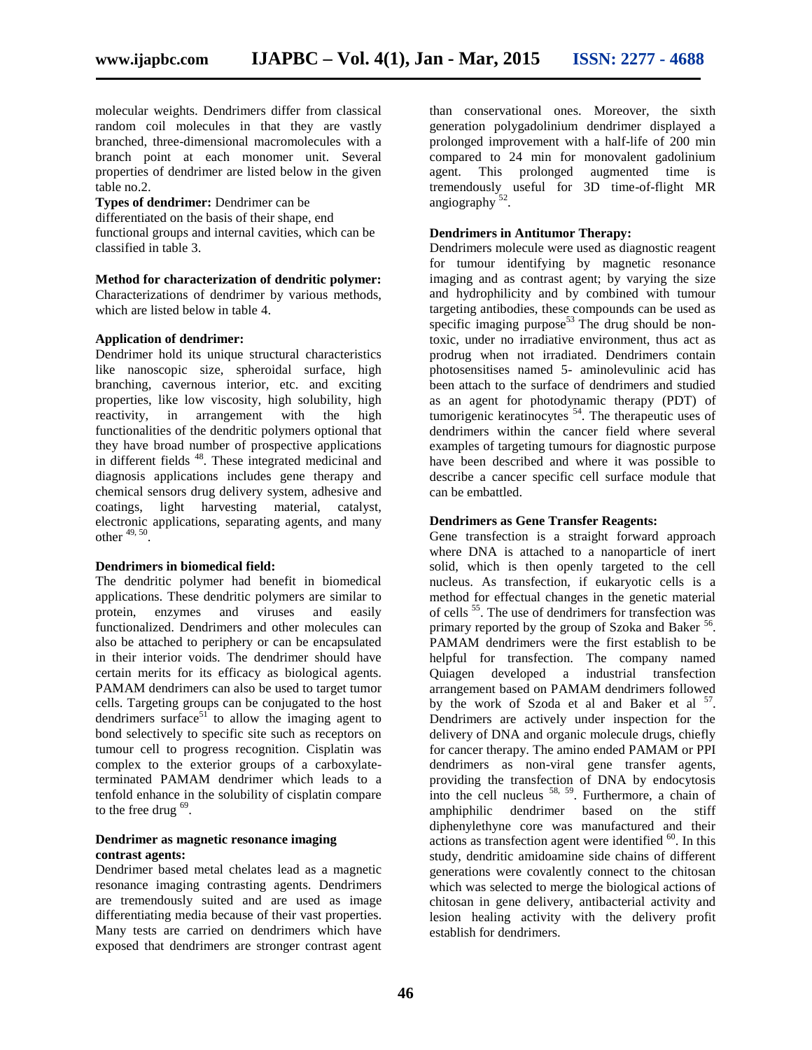molecular weights. Dendrimers differ from classical random coil molecules in that they are vastly branched, three-dimensional macromolecules with a branch point at each monomer unit. Several properties of dendrimer are listed below in the given table no.2.

**Types of dendrimer:** Dendrimer can be differentiated on the basis of their shape, end functional groups and internal cavities, which can be classified in table 3.

**Method for characterization of dendritic polymer:**
Characterizations of dendrimer by various methods, which are listed below in table 4.

**Application of dendrimer:**
Dendrimer hold its unique structural characteristics like nanoscopic size, spheroidal surface, high branching, cavernous interior, etc. and exciting properties, like low viscosity, high solubility, high reactivity, in arrangement with the high functionalities of the dendritic polymers optional that they have broad number of prospective applications in different fields [48]. These integrated medicinal and diagnosis applications includes gene therapy and chemical sensors drug delivery system, adhesive and coatings, light harvesting material, catalyst, electronic applications, separating agents, and many other [49, 50].

**Dendrimers in biomedical field:**
The dendritic polymer had benefit in biomedical applications. These dendritic polymers are similar to protein, enzymes and viruses and easily functionalized. Dendrimers and other molecules can also be attached to periphery or can be encapsulated in their interior voids. The dendrimer should have certain merits for its efficacy as biological agents. PAMAM dendrimers can also be used to target tumor cells. Targeting groups can be conjugated to the host dendrimers surface[51] to allow the imaging agent to bond selectively to specific site such as receptors on tumour cell to progress recognition. Cisplatin was complex to the exterior groups of a carboxylate-terminated PAMAM dendrimer which leads to a tenfold enhance in the solubility of cisplatin compare to the free drug [69].

**Dendrimer as magnetic resonance imaging contrast agents:**
Dendrimer based metal chelates lead as a magnetic resonance imaging contrasting agents. Dendrimers are tremendously suited and are used as image differentiating media because of their vast properties. Many tests are carried on dendrimers which have exposed that dendrimers are stronger contrast agent than conservational ones. Moreover, the sixth generation polygadolinium dendrimer displayed a prolonged improvement with a half-life of 200 min compared to 24 min for monovalent gadolinium agent. This prolonged augmented time is tremendously useful for 3D time-of-flight MR angiography [52].

**Dendrimers in Antitumor Therapy:**
Dendrimers molecule were used as diagnostic reagent for tumour identifying by magnetic resonance imaging and as contrast agent; by varying the size and hydrophilicity and by combined with tumour targeting antibodies, these compounds can be used as specific imaging purpose[53] The drug should be non-toxic, under no irradiative environment, thus act as prodrug when not irradiated. Dendrimers contain photosensitises named 5- aminolevulinic acid has been attach to the surface of dendrimers and studied as an agent for photodynamic therapy (PDT) of tumorigenic keratinocytes [54]. The therapeutic uses of dendrimers within the cancer field where several examples of targeting tumours for diagnostic purpose have been described and where it was possible to describe a cancer specific cell surface module that can be embattled.

**Dendrimers as Gene Transfer Reagents:**
Gene transfection is a straight forward approach where DNA is attached to a nanoparticle of inert solid, which is then openly targeted to the cell nucleus. As transfection, if eukaryotic cells is a method for effectual changes in the genetic material of cells [55]. The use of dendrimers for transfection was primary reported by the group of Szoka and Baker [56]. PAMAM dendrimers were the first establish to be helpful for transfection. The company named Quiagen developed a industrial transfection arrangement based on PAMAM dendrimers followed by the work of Szoda et al and Baker et al [57]. Dendrimers are actively under inspection for the delivery of DNA and organic molecule drugs, chiefly for cancer therapy. The amino ended PAMAM or PPI dendrimers as non-viral gene transfer agents, providing the transfection of DNA by endocytosis into the cell nucleus [58, 59]. Furthermore, a chain of amphiphilic dendrimer based on the stiff diphenylethyne core was manufactured and their actions as transfection agent were identified [60]. In this study, dendritic amidoamine side chains of different generations were covalently connect to the chitosan which was selected to merge the biological actions of chitosan in gene delivery, antibacterial activity and lesion healing activity with the delivery profit establish for dendrimers.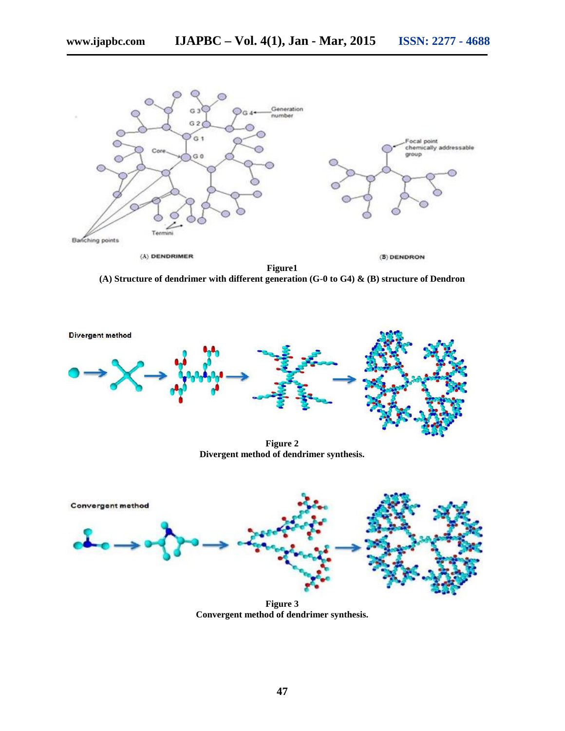Figure1

(A) Structure of dendrimer with different generation (G-0 to G4) & (B) structure of Dendron

Figure 2

Divergent method of dendrimer synthesis.

Figure 3

Convergent method of dendrimer synthesis.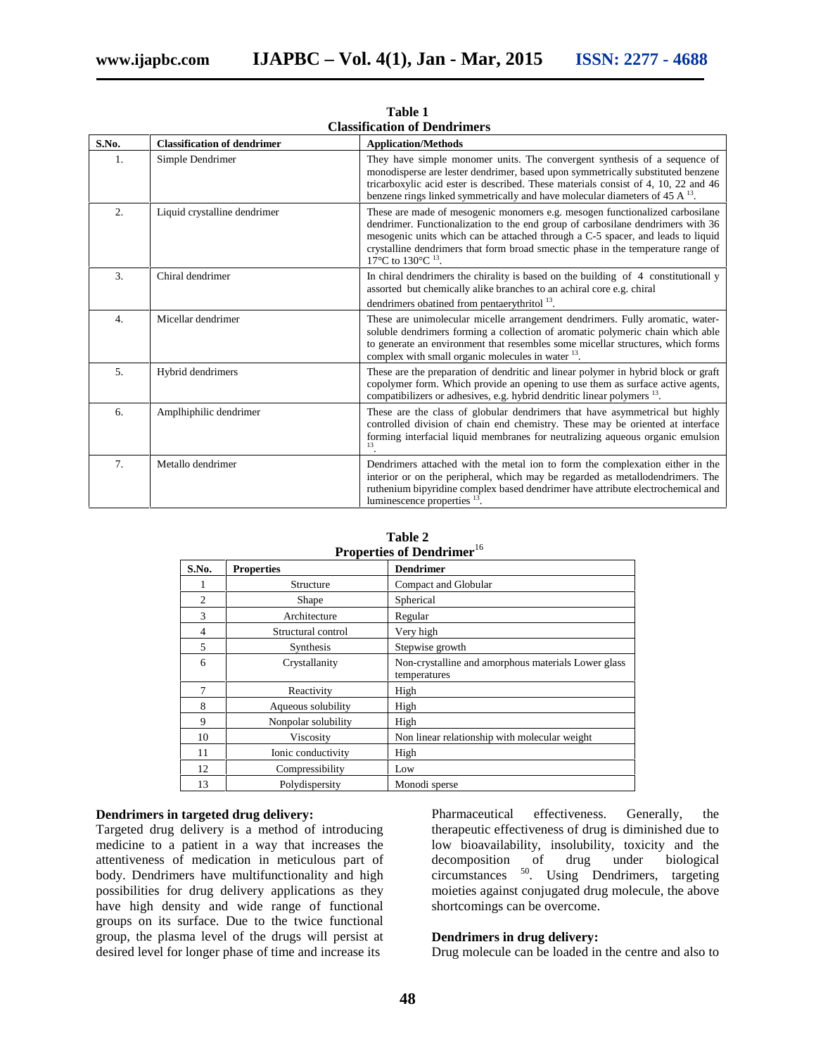**Table 1**
**Classification of Dendrimers**

| S.No. | Classification of dendrimer | Application/Methods |
|---|---|---|
| 1. | Simple Dendrimer | They have simple monomer units. The convergent synthesis of a sequence of monodisperse are lester dendrimer, based upon symmetrically substituted benzene tricarboxylic acid ester is described. These materials consist of 4, 10, 22 and 46 benzene rings linked symmetrically and have molecular diameters of 45 A [13]. |
| 2. | Liquid crystalline dendrimer | These are made of mesogenic monomers e.g. mesogen functionalized carbosilane dendrimer. Functionalization to the end group of carbosilane dendrimers with 36 mesogenic units which can be attached through a C-5 spacer, and leads to liquid crystalline dendrimers that form broad smectic phase in the temperature range of 17°C to 130°C [13]. |
| 3. | Chiral dendrimer | In chiral dendrimers the chirality is based on the building of 4 constitutionall y assorted but chemically alike branches to an achiral core e.g. chiral dendrimers obatined from pentaerythritol [13]. |
| 4. | Micellar dendrimer | These are unimolecular micelle arrangement dendrimers. Fully aromatic, water-soluble dendrimers forming a collection of aromatic polymeric chain which able to generate an environment that resembles some micellar structures, which forms complex with small organic molecules in water [13]. |
| 5. | Hybrid dendrimers | These are the preparation of dendritic and linear polymer in hybrid block or graft copolymer form. Which provide an opening to use them as surface active agents, compatibilizers or adhesives, e.g. hybrid dendritic linear polymers [13]. |
| 6. | Amplhiphilic dendrimer | These are the class of globular dendrimers that have asymmetrical but highly controlled division of chain end chemistry. These may be oriented at interface forming interfacial liquid membranes for neutralizing aqueous organic emulsion [13]. |
| 7. | Metallo dendrimer | Dendrimers attached with the metal ion to form the complexation either in the interior or on the peripheral, which may be regarded as metallodendrimers. The ruthenium bipyridine complex based dendrimer have attribute electrochemical and luminescence properties [13]. |

**Table 2**
**Properties of Dendrimer**[16]

| S.No. | Properties | Dendrimer |
|---|---|---|
| 1 | Structure | Compact and Globular |
| 2 | Shape | Spherical |
| 3 | Architecture | Regular |
| 4 | Structural control | Very high |
| 5 | Synthesis | Stepwise growth |
| 6 | Crystallanity | Non-crystalline and amorphous materials Lower glass temperatures |
| 7 | Reactivity | High |
| 8 | Aqueous solubility | High |
| 9 | Nonpolar solubility | High |
| 10 | Viscosity | Non linear relationship with molecular weight |
| 11 | Ionic conductivity | High |
| 12 | Compressibility | Low |
| 13 | Polydispersity | Monodi sperse |

**Dendrimers in targeted drug delivery:**

Targeted drug delivery is a method of introducing medicine to a patient in a way that increases the attentiveness of medication in meticulous part of body. Dendrimers have multifunctionality and high possibilities for drug delivery applications as they have high density and wide range of functional groups on its surface. Due to the twice functional group, the plasma level of the drugs will persist at desired level for longer phase of time and increase its Pharmaceutical effectiveness. Generally, the therapeutic effectiveness of drug is diminished due to low bioavailability, insolubility, toxicity and the decomposition of drug under biological circumstances [50]. Using Dendrimers, targeting moieties against conjugated drug molecule, the above shortcomings can be overcome.

**Dendrimers in drug delivery:**

Drug molecule can be loaded in the centre and also to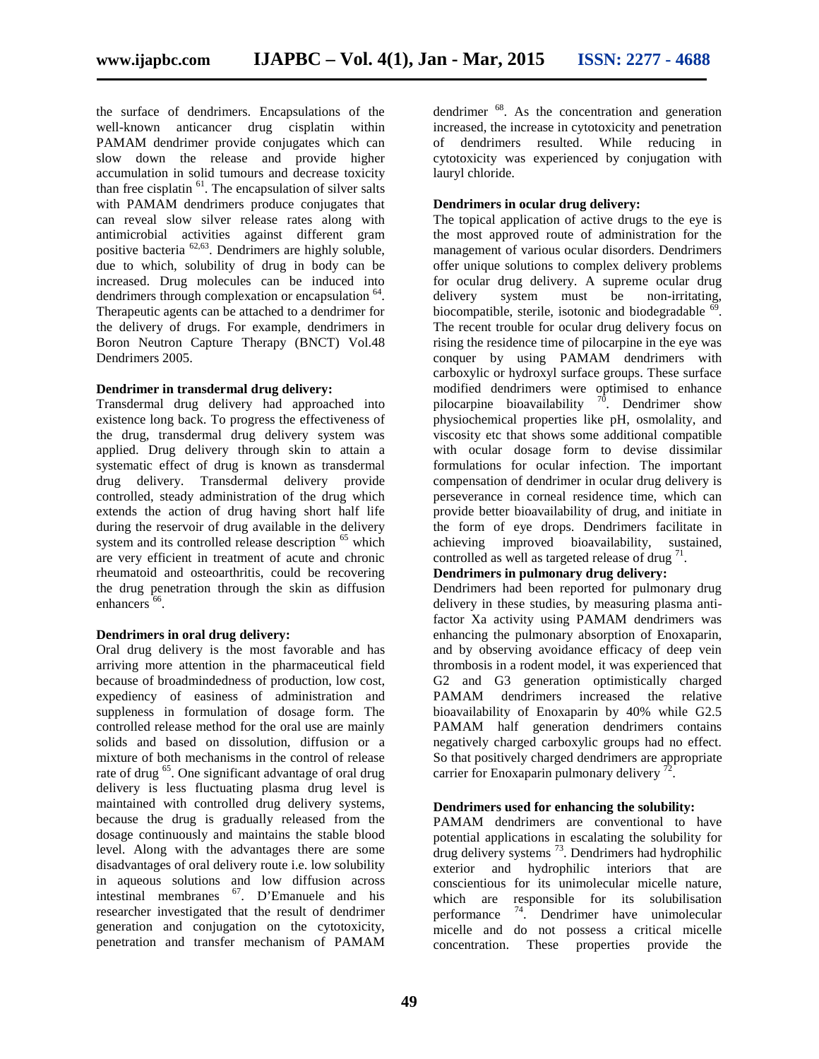the surface of dendrimers. Encapsulations of the well-known anticancer drug cisplatin within PAMAM dendrimer provide conjugates which can slow down the release and provide higher accumulation in solid tumours and decrease toxicity than free cisplatin [61]. The encapsulation of silver salts with PAMAM dendrimers produce conjugates that can reveal slow silver release rates along with antimicrobial activities against different gram positive bacteria [62,63]. Dendrimers are highly soluble, due to which, solubility of drug in body can be increased. Drug molecules can be induced into dendrimers through complexation or encapsulation [64]. Therapeutic agents can be attached to a dendrimer for the delivery of drugs. For example, dendrimers in Boron Neutron Capture Therapy (BNCT) Vol.48 Dendrimers 2005.

**Dendrimer in transdermal drug delivery:**

Transdermal drug delivery had approached into existence long back. To progress the effectiveness of the drug, transdermal drug delivery system was applied. Drug delivery through skin to attain a systematic effect of drug is known as transdermal drug delivery. Transdermal delivery provide controlled, steady administration of the drug which extends the action of drug having short half life during the reservoir of drug available in the delivery system and its controlled release description [65] which are very efficient in treatment of acute and chronic rheumatoid and osteoarthritis, could be recovering the drug penetration through the skin as diffusion enhancers [66].

**Dendrimers in oral drug delivery:**

Oral drug delivery is the most favorable and has arriving more attention in the pharmaceutical field because of broadmindedness of production, low cost, expediency of easiness of administration and suppleness in formulation of dosage form. The controlled release method for the oral use are mainly solids and based on dissolution, diffusion or a mixture of both mechanisms in the control of release rate of drug [65]. One significant advantage of oral drug delivery is less fluctuating plasma drug level is maintained with controlled drug delivery systems, because the drug is gradually released from the dosage continuously and maintains the stable blood level. Along with the advantages there are some disadvantages of oral delivery route i.e. low solubility in aqueous solutions and low diffusion across intestinal membranes [67]. D'Emanuele and his researcher investigated that the result of dendrimer generation and conjugation on the cytotoxicity, penetration and transfer mechanism of PAMAM dendrimer [68]. As the concentration and generation increased, the increase in cytotoxicity and penetration of dendrimers resulted. While reducing in cytotoxicity was experienced by conjugation with lauryl chloride.

**Dendrimers in ocular drug delivery:**

The topical application of active drugs to the eye is the most approved route of administration for the management of various ocular disorders. Dendrimers offer unique solutions to complex delivery problems for ocular drug delivery. A supreme ocular drug delivery system must be non-irritating, biocompatible, sterile, isotonic and biodegradable [69]. The recent trouble for ocular drug delivery focus on rising the residence time of pilocarpine in the eye was conquer by using PAMAM dendrimers with carboxylic or hydroxyl surface groups. These surface modified dendrimers were optimised to enhance pilocarpine bioavailability [70]. Dendrimer show physiochemical properties like pH, osmolality, and viscosity etc that shows some additional compatible with ocular dosage form to devise dissimilar formulations for ocular infection. The important compensation of dendrimer in ocular drug delivery is perseverance in corneal residence time, which can provide better bioavailability of drug, and initiate in the form of eye drops. Dendrimers facilitate in achieving improved bioavailability, sustained, controlled as well as targeted release of drug [71].

**Dendrimers in pulmonary drug delivery:**

Dendrimers had been reported for pulmonary drug delivery in these studies, by measuring plasma anti-factor Xa activity using PAMAM dendrimers was enhancing the pulmonary absorption of Enoxaparin, and by observing avoidance efficacy of deep vein thrombosis in a rodent model, it was experienced that G2 and G3 generation optimistically charged PAMAM dendrimers increased the relative bioavailability of Enoxaparin by 40% while G2.5 PAMAM half generation dendrimers contains negatively charged carboxylic groups had no effect. So that positively charged dendrimers are appropriate carrier for Enoxaparin pulmonary delivery [72].

**Dendrimers used for enhancing the solubility:**

PAMAM dendrimers are conventional to have potential applications in escalating the solubility for drug delivery systems [73]. Dendrimers had hydrophilic exterior and hydrophilic interiors that are conscientious for its unimolecular micelle nature, which are responsible for its solubilisation performance [74]. Dendrimer have unimolecular micelle and do not possess a critical micelle concentration. These properties provide the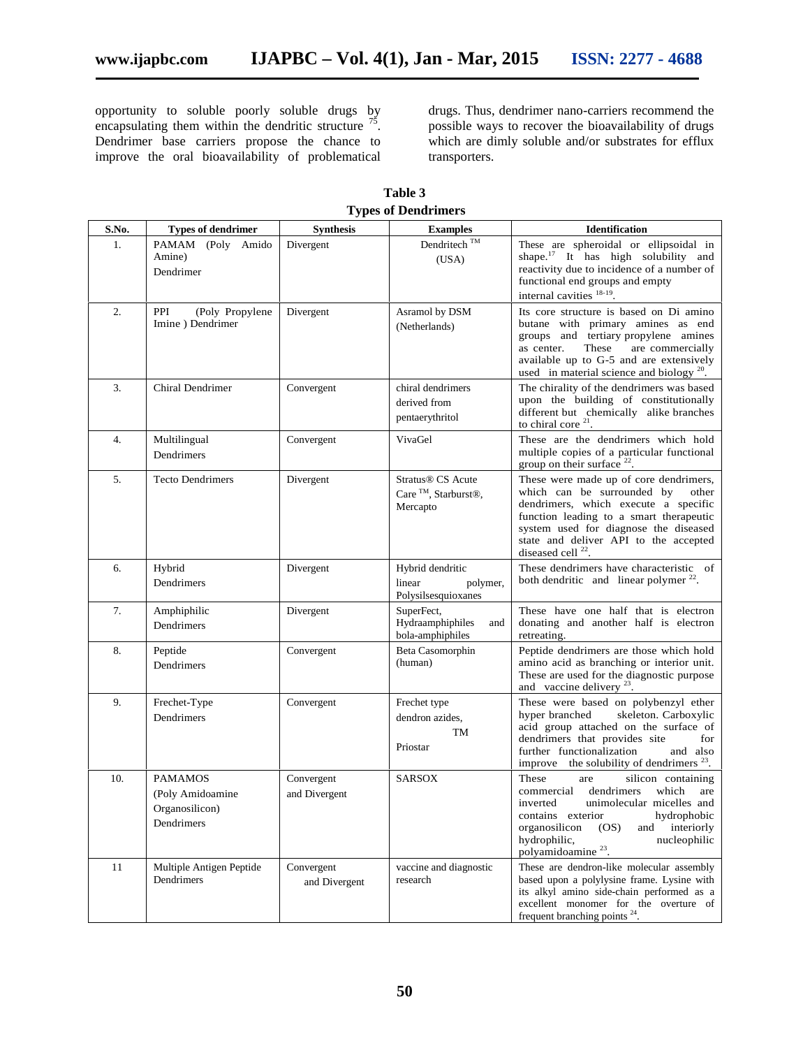opportunity to soluble poorly soluble drugs by encapsulating them within the dendritic structure [75]. Dendrimer base carriers propose the chance to improve the oral bioavailability of problematical drugs. Thus, dendrimer nano-carriers recommend the possible ways to recover the bioavailability of drugs which are dimly soluble and/or substrates for efflux transporters.

**Table 3**
**Types of Dendrimers**

| S.No. | Types of dendrimer | Synthesis | Examples | Identification |
|---|---|---|---|---|
| 1. | PAMAM (Poly Amido Amine) Dendrimer | Divergent | Dendritech ™ (USA) | These are spheroidal or ellipsoidal in shape.[17] It has high solubility and reactivity due to incidence of a number of functional end groups and empty internal cavities [18-19]. |
| 2. | PPI (Poly Propylene Imine ) Dendrimer | Divergent | Asramol by DSM (Netherlands) | Its core structure is based on Di amino butane with primary amines as end groups and tertiary propylene amines as center. These are commercially available up to G-5 and are extensively used in material science and biology [20]. |
| 3. | Chiral Dendrimer | Convergent | chiral dendrimers derived from pentaerythritol | The chirality of the dendrimers was based upon the building of constitutionally different but chemically alike branches to chiral core [21]. |
| 4. | Multilingual Dendrimers | Convergent | VivaGel | These are the dendrimers which hold multiple copies of a particular functional group on their surface [22]. |
| 5. | Tecto Dendrimers | Divergent | Stratus® CS Acute Care ™, Starburst®, Mercapto | These were made up of core dendrimers, which can be surrounded by other dendrimers, which execute a specific function leading to a smart therapeutic system used for diagnose the diseased state and deliver API to the accepted diseased cell [22]. |
| 6. | Hybrid Dendrimers | Divergent | Hybrid dendritic linear polymer, Polysilsesquioxanes | These dendrimers have characteristic of both dendritic and linear polymer [22]. |
| 7. | Amphiphilic Dendrimers | Divergent | SuperFect, Hydraamphiphiles and bola-amphiphiles | These have one half that is electron donating and another half is electron retreating. |
| 8. | Peptide Dendrimers | Convergent | Beta Casomorphin (human) | Peptide dendrimers are those which hold amino acid as branching or interior unit. These are used for the diagnostic purpose and vaccine delivery [23]. |
| 9. | Frechet-Type Dendrimers | Convergent | Frechet type dendron azides, Priostar ™ | These were based on polybenzyl ether hyper branched skeleton. Carboxylic acid group attached on the surface of dendrimers that provides site for further functionalization and also improve the solubility of dendrimers [23]. |
| 10. | PAMAMOS (Poly Amidoamine Organosilicon) Dendrimers | Convergent and Divergent | SARSOX | These are silicon containing commercial dendrimers which are inverted unimolecular micelles and contains exterior hydrophobic organosilicon (OS) and interiorly hydrophilic, nucleophilic polyamidoamine [23]. |
| 11 | Multiple Antigen Peptide Dendrimers | Convergent and Divergent | vaccine and diagnostic research | These are dendron-like molecular assembly based upon a polylysine frame. Lysine with its alkyl amino side-chain performed as a excellent monomer for the overture of frequent branching points [24]. |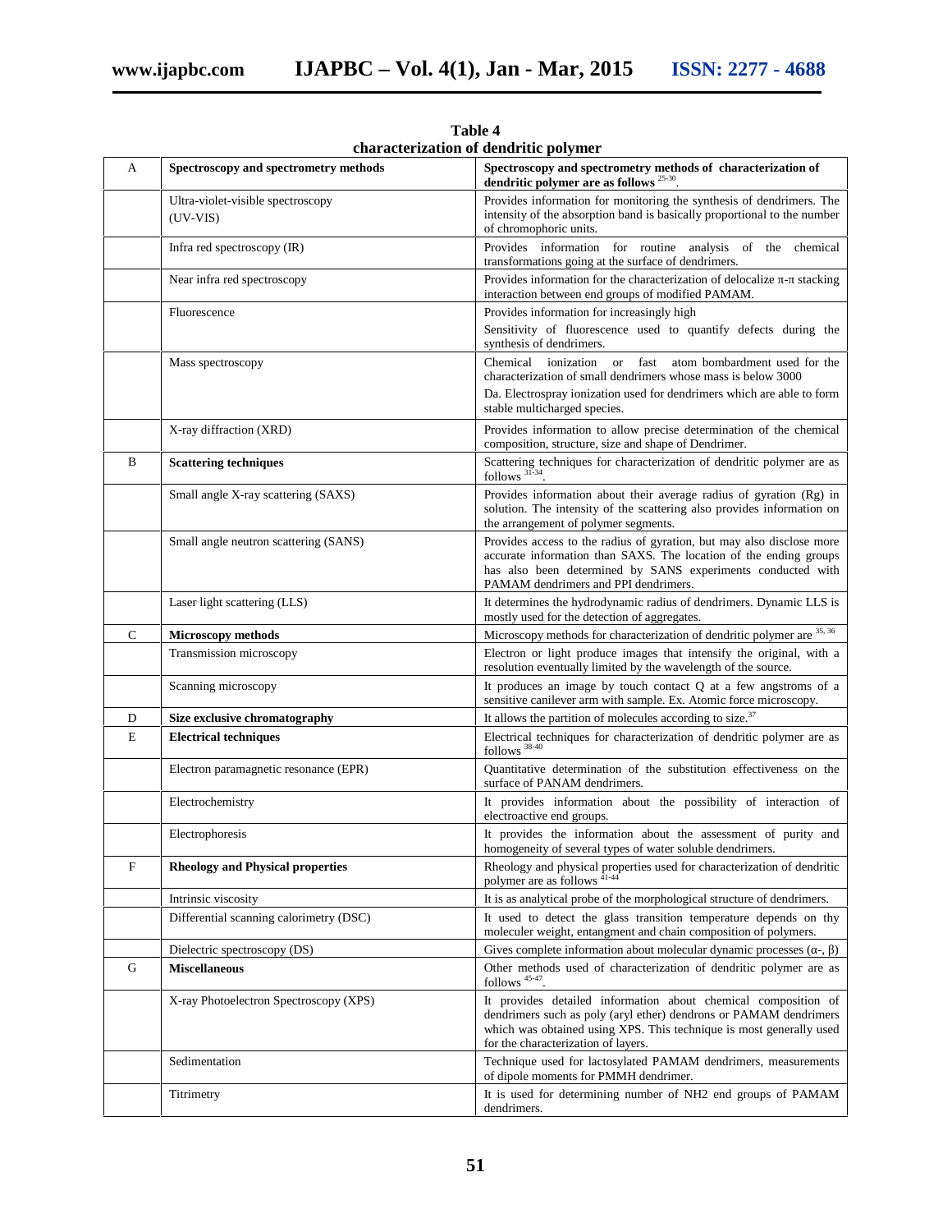**Table 4**
**characterization of dendritic polymer**

| | | |
|---|---|---|
| A | **Spectroscopy and spectrometry methods** | **Spectroscopy and spectrometry methods of characterization of dendritic polymer are as follows** [25-30]. |
| | Ultra-violet-visible spectroscopy (UV-VIS) | Provides information for monitoring the synthesis of dendrimers. The intensity of the absorption band is basically proportional to the number of chromophoric units. |
| | Infra red spectroscopy (IR) | Provides information for routine analysis of the chemical transformations going at the surface of dendrimers. |
| | Near infra red spectroscopy | Provides information for the characterization of delocalize π-π stacking interaction between end groups of modified PAMAM. |
| | Fluorescence | Provides information for increasingly high Sensitivity of fluorescence used to quantify defects during the synthesis of dendrimers. |
| | Mass spectroscopy | Chemical ionization or fast atom bombardment used for the characterization of small dendrimers whose mass is below 3000 Da. Electrospray ionization used for dendrimers which are able to form stable multicharged species. |
| | X-ray diffraction (XRD) | Provides information to allow precise determination of the chemical composition, structure, size and shape of Dendrimer. |
| B | **Scattering techniques** | Scattering techniques for characterization of dendritic polymer are as follows [31-34]. |
| | Small angle X-ray scattering (SAXS) | Provides information about their average radius of gyration (Rg) in solution. The intensity of the scattering also provides information on the arrangement of polymer segments. |
| | Small angle neutron scattering (SANS) | Provides access to the radius of gyration, but may also disclose more accurate information than SAXS. The location of the ending groups has also been determined by SANS experiments conducted with PAMAM dendrimers and PPI dendrimers. |
| | Laser light scattering (LLS) | It determines the hydrodynamic radius of dendrimers. Dynamic LLS is mostly used for the detection of aggregates. |
| C | **Microscopy methods** | Microscopy methods for characterization of dendritic polymer are [35, 36] |
| | Transmission microscopy | Electron or light produce images that intensify the original, with a resolution eventually limited by the wavelength of the source. |
| | Scanning microscopy | It produces an image by touch contact Q at a few angstroms of a sensitive canilever arm with sample. Ex. Atomic force microscopy. |
| D | **Size exclusive chromatography** | It allows the partition of molecules according to size.[37] |
| E | **Electrical techniques** | Electrical techniques for characterization of dendritic polymer are as follows [38-40] |
| | Electron paramagnetic resonance (EPR) | Quantitative determination of the substitution effectiveness on the surface of PANAM dendrimers. |
| | Electrochemistry | It provides information about the possibility of interaction of electroactive end groups. |
| | Electrophoresis | It provides the information about the assessment of purity and homogeneity of several types of water soluble dendrimers. |
| F | **Rheology and Physical properties** | Rheology and physical properties used for characterization of dendritic polymer are as follows [41-44] |
| | Intrinsic viscosity | It is as analytical probe of the morphological structure of dendrimers. |
| | Differential scanning calorimetry (DSC) | It used to detect the glass transition temperature depends on thy moleculer weight, entangment and chain composition of polymers. |
| | Dielectric spectroscopy (DS) | Gives complete information about molecular dynamic processes (α-, β) |
| G | **Miscellaneous** | Other methods used of characterization of dendritic polymer are as follows [45-47]. |
| | X-ray Photoelectron Spectroscopy (XPS) | It provides detailed information about chemical composition of dendrimers such as poly (aryl ether) dendrons or PAMAM dendrimers which was obtained using XPS. This technique is most generally used for the characterization of layers. |
| | Sedimentation | Technique used for lactosylated PAMAM dendrimers, measurements of dipole moments for PMMH dendrimer. |
| | Titrimetry | It is used for determining number of NH2 end groups of PAMAM dendrimers. |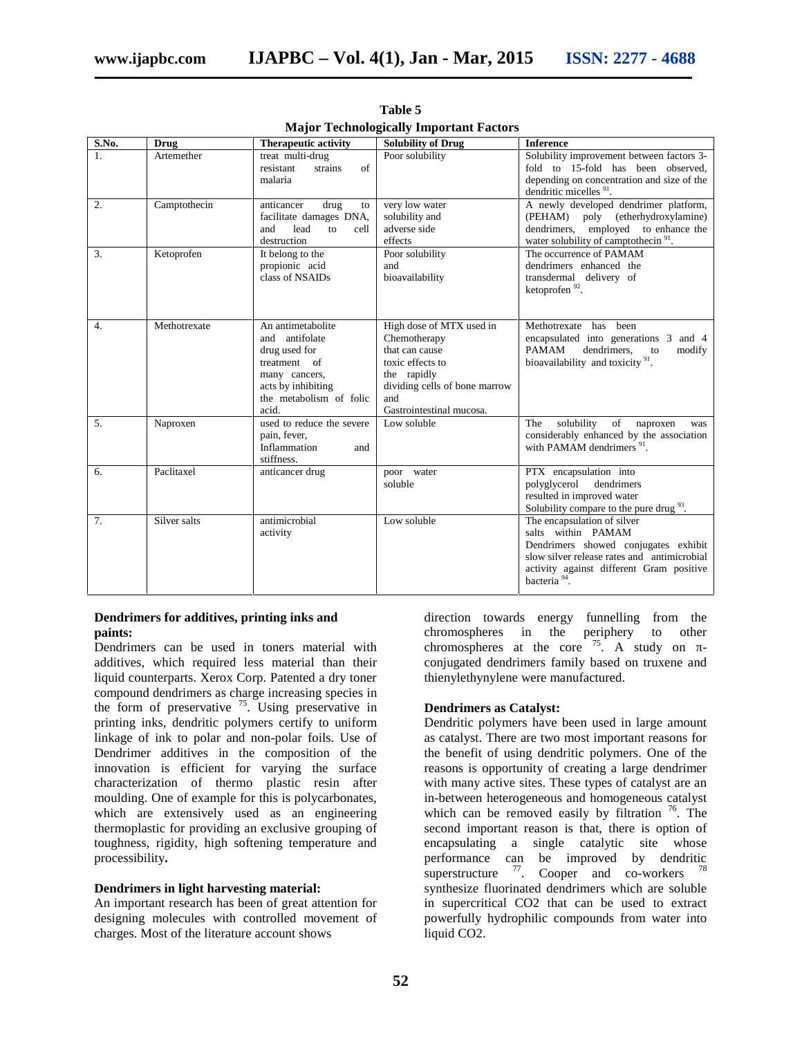**Table 5**
**Major Technologically Important Factors**

| S.No. | Drug | Therapeutic activity | Solubility of Drug | Inference |
|---|---|---|---|---|
| 1. | Artemether | treat multi-drug resistant strains of malaria | Poor solubility | Solubility improvement between factors 3-fold to 15-fold has been observed, depending on concentration and size of the dendritic micelles [91]. |
| 2. | Camptothecin | anticancer drug to facilitate damages DNA, and lead to cell destruction | very low water solubility and adverse side effects | A newly developed dendrimer platform, (PEHAM) poly (etherhydroxylamine) dendrimers, employed to enhance the water solubility of camptothecin [91]. |
| 3. | Ketoprofen | It belong to the propionic acid class of NSAIDs | Poor solubility and bioavailability | The occurrence of PAMAM dendrimers enhanced the transdermal delivery of ketoprofen [92]. |
| 4. | Methotrexate | An antimetabolite and antifolate drug used for treatment of many cancers, acts by inhibiting the metabolism of folic acid. | High dose of MTX used in Chemotherapy that can cause toxic effects to the rapidly dividing cells of bone marrow and Gastrointestinal mucosa. | Methotrexate has been encapsulated into generations 3 and 4 PAMAM dendrimers, to modify bioavailability and toxicity [91]. |
| 5. | Naproxen | used to reduce the severe pain, fever, Inflammation and stiffness. | Low soluble | The solubility of naproxen was considerably enhanced by the association with PAMAM dendrimers [91]. |
| 6. | Paclitaxel | anticancer drug | poor water soluble | PTX encapsulation into polyglycerol dendrimers resulted in improved water Solubility compare to the pure drug [93]. |
| 7. | Silver salts | antimicrobial activity | Low soluble | The encapsulation of silver salts within PAMAM Dendrimers showed conjugates exhibit slow silver release rates and antimicrobial activity against different Gram positive bacteria [94]. |

**Dendrimers for additives, printing inks and paints:**

Dendrimers can be used in toners material with additives, which required less material than their liquid counterparts. Xerox Corp. Patented a dry toner compound dendrimers as charge increasing species in the form of preservative [75]. Using preservative in printing inks, dendritic polymers certify to uniform linkage of ink to polar and non-polar foils. Use of Dendrimer additives in the composition of the innovation is efficient for varying the surface characterization of thermo plastic resin after moulding. One of example for this is polycarbonates, which are extensively used as an engineering thermoplastic for providing an exclusive grouping of toughness, rigidity, high softening temperature and processibility**.**

**Dendrimers in light harvesting material:**

An important research has been of great attention for designing molecules with controlled movement of charges. Most of the literature account shows direction towards energy funnelling from the chromospheres in the periphery to other chromospheres at the core [75]. A study on π-conjugated dendrimers family based on truxene and thienylethynylene were manufactured.

**Dendrimers as Catalyst:**

Dendritic polymers have been used in large amount as catalyst. There are two most important reasons for the benefit of using dendritic polymers. One of the reasons is opportunity of creating a large dendrimer with many active sites. These types of catalyst are an in-between heterogeneous and homogeneous catalyst which can be removed easily by filtration [76]. The second important reason is that, there is option of encapsulating a single catalytic site whose performance can be improved by dendritic superstructure [77]. Cooper and co-workers [78] synthesize fluorinated dendrimers which are soluble in supercritical $CO_2$ that can be used to extract powerfully hydrophilic compounds from water into liquid $CO_2$.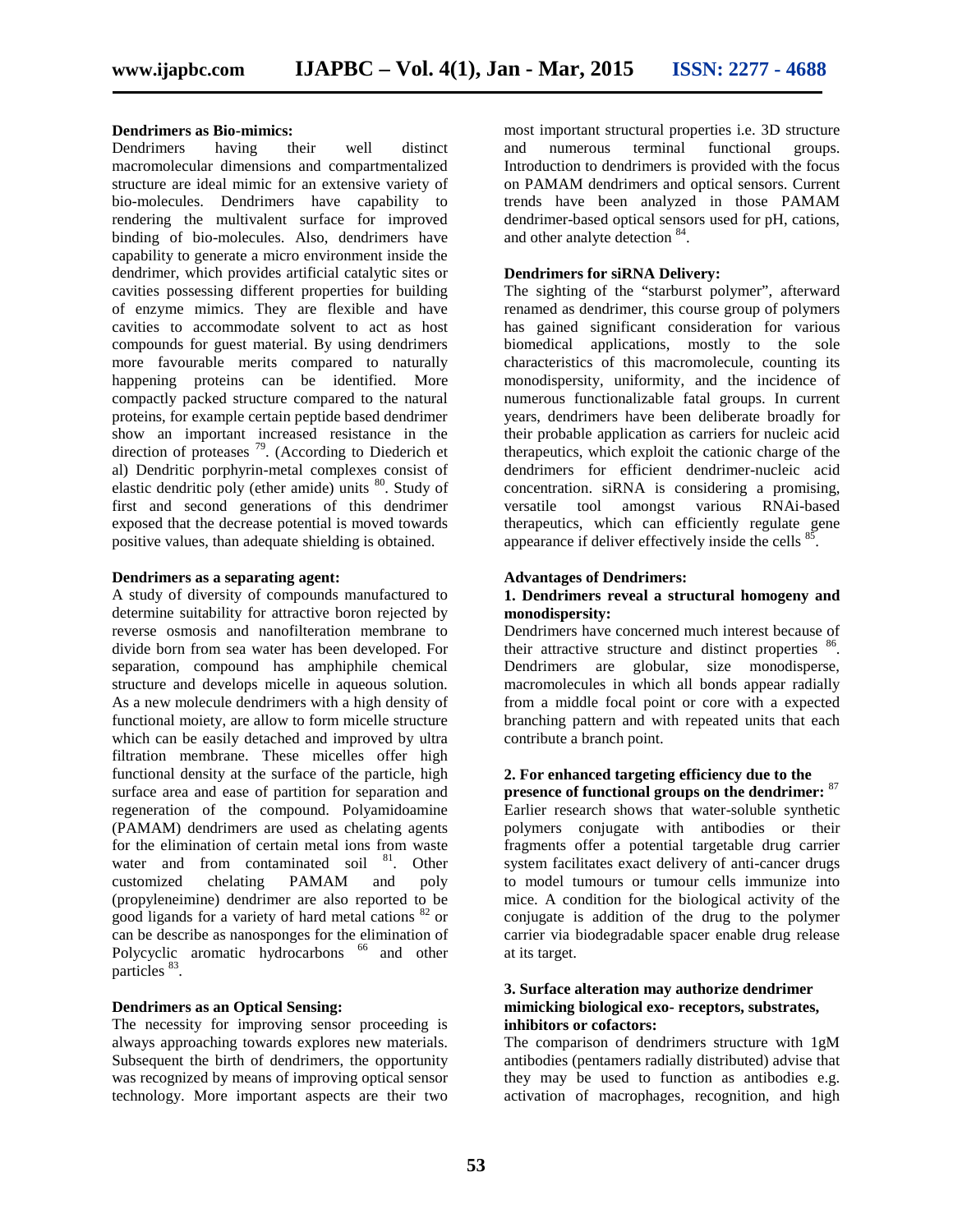**Dendrimers as Bio-mimics:**

Dendrimers having their well distinct macromolecular dimensions and compartmentalized structure are ideal mimic for an extensive variety of bio-molecules. Dendrimers have capability to rendering the multivalent surface for improved binding of bio-molecules. Also, dendrimers have capability to generate a micro environment inside the dendrimer, which provides artificial catalytic sites or cavities possessing different properties for building of enzyme mimics. They are flexible and have cavities to accommodate solvent to act as host compounds for guest material. By using dendrimers more favourable merits compared to naturally happening proteins can be identified. More compactly packed structure compared to the natural proteins, for example certain peptide based dendrimer show an important increased resistance in the direction of proteases [79]. (According to Diederich et al) Dendritic porphyrin-metal complexes consist of elastic dendritic poly (ether amide) units [80]. Study of first and second generations of this dendrimer exposed that the decrease potential is moved towards positive values, than adequate shielding is obtained.

**Dendrimers as a separating agent:**

A study of diversity of compounds manufactured to determine suitability for attractive boron rejected by reverse osmosis and nanofilteration membrane to divide born from sea water has been developed. For separation, compound has amphiphile chemical structure and develops micelle in aqueous solution. As a new molecule dendrimers with a high density of functional moiety, are allow to form micelle structure which can be easily detached and improved by ultra filtration membrane. These micelles offer high functional density at the surface of the particle, high surface area and ease of partition for separation and regeneration of the compound. Polyamidoamine (PAMAM) dendrimers are used as chelating agents for the elimination of certain metal ions from waste water and from contaminated soil [81]. Other customized chelating PAMAM and poly (propyleneimine) dendrimer are also reported to be good ligands for a variety of hard metal cations [82] or can be describe as nanosponges for the elimination of Polycyclic aromatic hydrocarbons [66] and other particles [83].

**Dendrimers as an Optical Sensing:**

The necessity for improving sensor proceeding is always approaching towards explores new materials. Subsequent the birth of dendrimers, the opportunity was recognized by means of improving optical sensor technology. More important aspects are their two most important structural properties i.e. 3D structure and numerous terminal functional groups. Introduction to dendrimers is provided with the focus on PAMAM dendrimers and optical sensors. Current trends have been analyzed in those PAMAM dendrimer-based optical sensors used for pH, cations, and other analyte detection [84].

**Dendrimers for siRNA Delivery:**

The sighting of the "starburst polymer", afterward renamed as dendrimer, this course group of polymers has gained significant consideration for various biomedical applications, mostly to the sole characteristics of this macromolecule, counting its monodispersity, uniformity, and the incidence of numerous functionalizable fatal groups. In current years, dendrimers have been deliberate broadly for their probable application as carriers for nucleic acid therapeutics, which exploit the cationic charge of the dendrimers for efficient dendrimer-nucleic acid concentration. siRNA is considering a promising, versatile tool amongst various RNAi-based therapeutics, which can efficiently regulate gene appearance if deliver effectively inside the cells [85].

**Advantages of Dendrimers:**

**1. Dendrimers reveal a structural homogeny and monodispersity:**

Dendrimers have concerned much interest because of their attractive structure and distinct properties [86]. Dendrimers are globular, size monodisperse, macromolecules in which all bonds appear radially from a middle focal point or core with a expected branching pattern and with repeated units that each contribute a branch point.

**2. For enhanced targeting efficiency due to the presence of functional groups on the dendrimer:** [87]

Earlier research shows that water-soluble synthetic polymers conjugate with antibodies or their fragments offer a potential targetable drug carrier system facilitates exact delivery of anti-cancer drugs to model tumours or tumour cells immunize into mice. A condition for the biological activity of the conjugate is addition of the drug to the polymer carrier via biodegradable spacer enable drug release at its target.

**3. Surface alteration may authorize dendrimer mimicking biological exo- receptors, substrates, inhibitors or cofactors:**

The comparison of dendrimers structure with 1gM antibodies (pentamers radially distributed) advise that they may be used to function as antibodies e.g. activation of macrophages, recognition, and high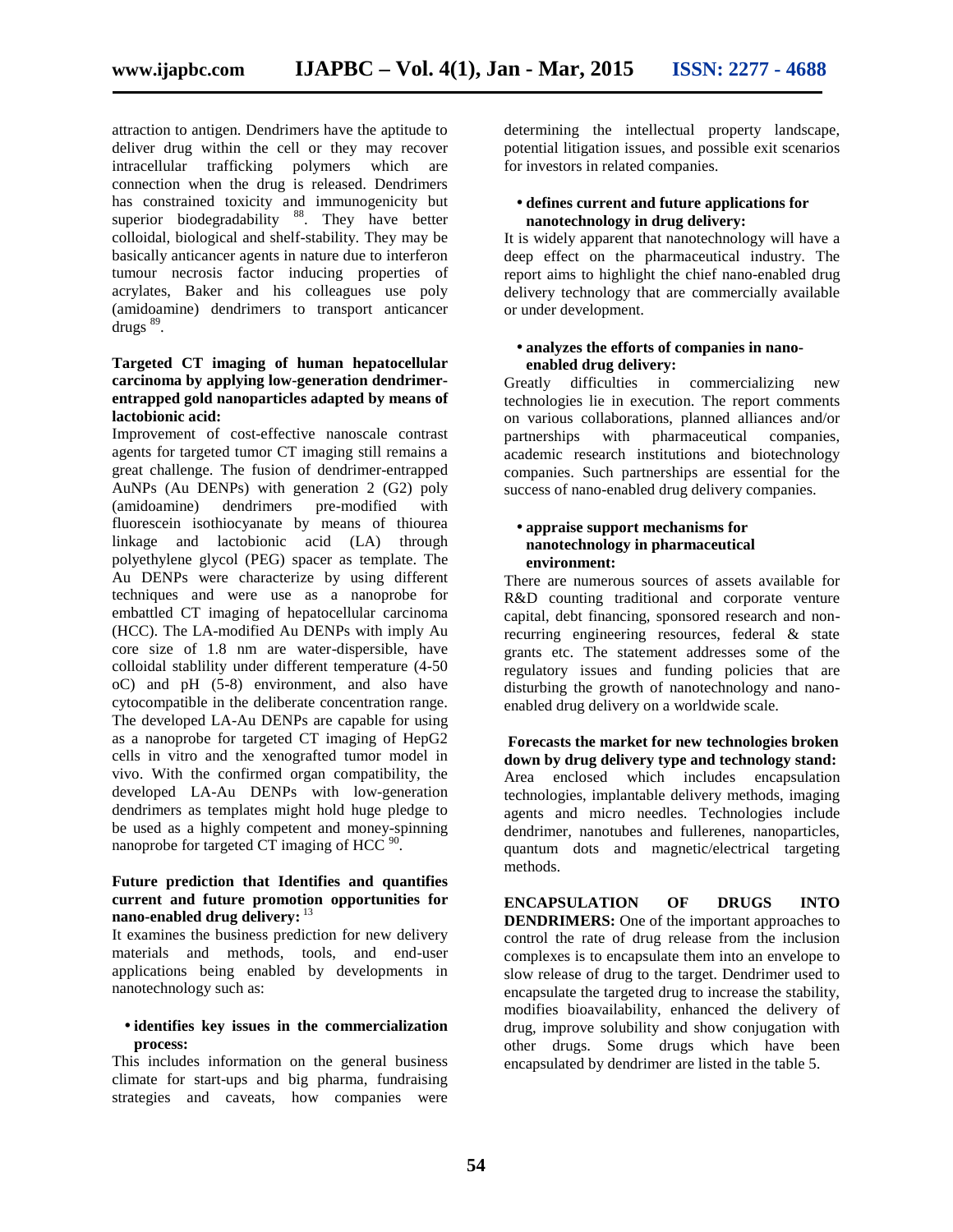attraction to antigen. Dendrimers have the aptitude to deliver drug within the cell or they may recover intracellular trafficking polymers which are connection when the drug is released. Dendrimers has constrained toxicity and immunogenicity but superior biodegradability [88]. They have better colloidal, biological and shelf-stability. They may be basically anticancer agents in nature due to interferon tumour necrosis factor inducing properties of acrylates, Baker and his colleagues use poly (amidoamine) dendrimers to transport anticancer drugs [89].

**Targeted CT imaging of human hepatocellular carcinoma by applying low-generation dendrimer-entrapped gold nanoparticles adapted by means of lactobionic acid:**

Improvement of cost-effective nanoscale contrast agents for targeted tumor CT imaging still remains a great challenge. The fusion of dendrimer-entrapped AuNPs (Au DENPs) with generation 2 (G2) poly (amidoamine) dendrimers pre-modified with fluorescein isothiocyanate by means of thiourea linkage and lactobionic acid (LA) through polyethylene glycol (PEG) spacer as template. The Au DENPs were characterize by using different techniques and were use as a nanoprobe for embattled CT imaging of hepatocellular carcinoma (HCC). The LA-modified Au DENPs with imply Au core size of 1.8 nm are water-dispersible, have colloidal stablility under different temperature (4-50 oC) and pH (5-8) environment, and also have cytocompatible in the deliberate concentration range. The developed LA-Au DENPs are capable for using as a nanoprobe for targeted CT imaging of HepG2 cells in vitro and the xenografted tumor model in vivo. With the confirmed organ compatibility, the developed LA-Au DENPs with low-generation dendrimers as templates might hold huge pledge to be used as a highly competent and money-spinning nanoprobe for targeted CT imaging of HCC [90].

**Future prediction that Identifies and quantifies current and future promotion opportunities for nano-enabled drug delivery:** [13]

It examines the business prediction for new delivery materials and methods, tools, and end-user applications being enabled by developments in nanotechnology such as:

- **identifies key issues in the commercialization process:**

This includes information on the general business climate for start-ups and big pharma, fundraising strategies and caveats, how companies were determining the intellectual property landscape, potential litigation issues, and possible exit scenarios for investors in related companies.

- **defines current and future applications for nanotechnology in drug delivery:**

It is widely apparent that nanotechnology will have a deep effect on the pharmaceutical industry. The report aims to highlight the chief nano-enabled drug delivery technology that are commercially available or under development.

- **analyzes the efforts of companies in nano-enabled drug delivery:**

Greatly difficulties in commercializing new technologies lie in execution. The report comments on various collaborations, planned alliances and/or partnerships with pharmaceutical companies, academic research institutions and biotechnology companies. Such partnerships are essential for the success of nano-enabled drug delivery companies.

- **appraise support mechanisms for nanotechnology in pharmaceutical environment:**

There are numerous sources of assets available for R&D counting traditional and corporate venture capital, debt financing, sponsored research and non-recurring engineering resources, federal & state grants etc. The statement addresses some of the regulatory issues and funding policies that are disturbing the growth of nanotechnology and nano-enabled drug delivery on a worldwide scale.

**Forecasts the market for new technologies broken down by drug delivery type and technology stand:** Area enclosed which includes encapsulation technologies, implantable delivery methods, imaging agents and micro needles. Technologies include dendrimer, nanotubes and fullerenes, nanoparticles, quantum dots and magnetic/electrical targeting methods.

**ENCAPSULATION OF DRUGS INTO DENDRIMERS:** One of the important approaches to control the rate of drug release from the inclusion complexes is to encapsulate them into an envelope to slow release of drug to the target. Dendrimer used to encapsulate the targeted drug to increase the stability, modifies bioavailability, enhanced the delivery of drug, improve solubility and show conjugation with other drugs. Some drugs which have been encapsulated by dendrimer are listed in the table 5.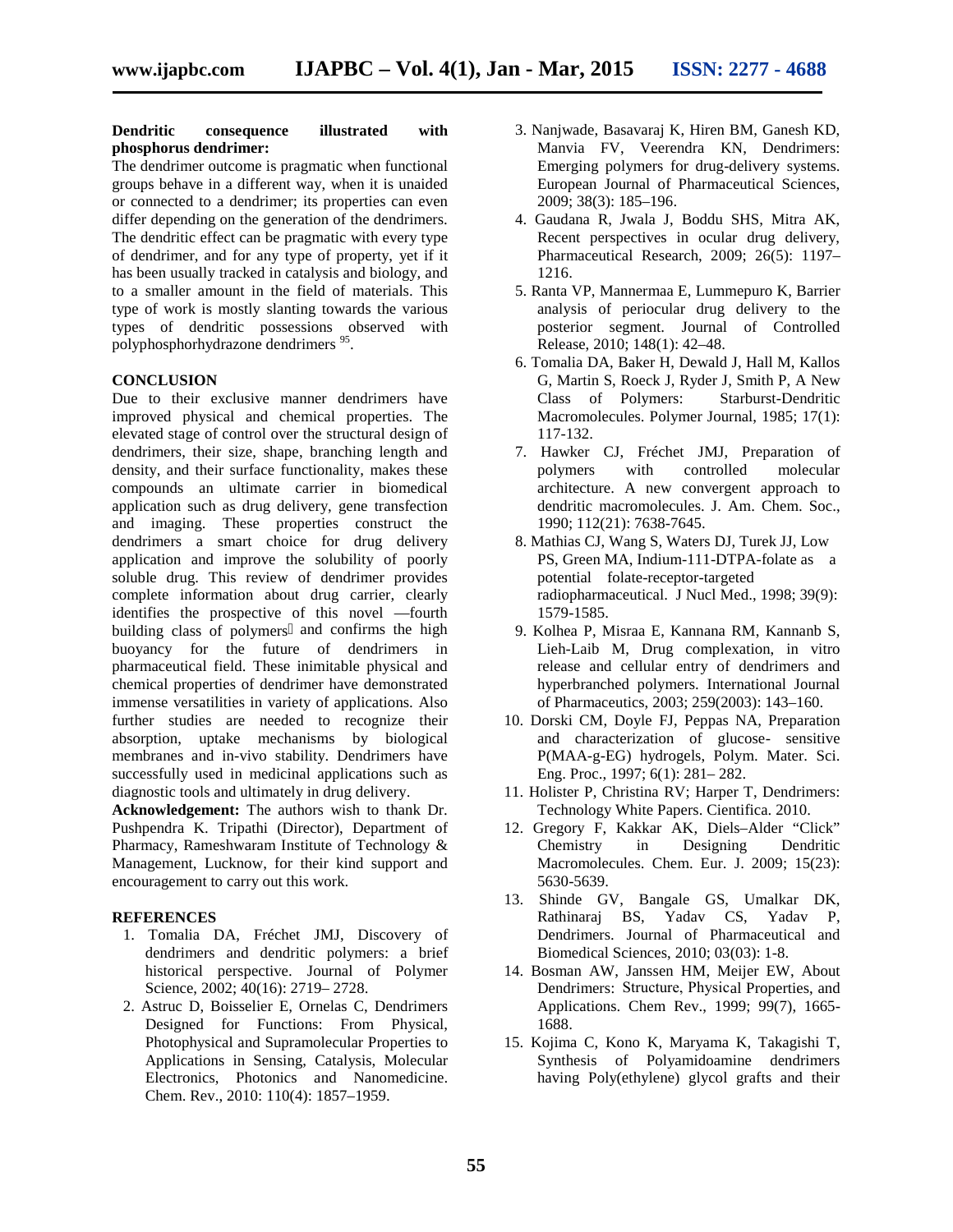**Dendritic consequence illustrated with phosphorus dendrimer:**

The dendrimer outcome is pragmatic when functional groups behave in a different way, when it is unaided or connected to a dendrimer; its properties can even differ depending on the generation of the dendrimers. The dendritic effect can be pragmatic with every type of dendrimer, and for any type of property, yet if it has been usually tracked in catalysis and biology, and to a smaller amount in the field of materials. This type of work is mostly slanting towards the various types of dendritic possessions observed with polyphosphorhydrazone dendrimers [95].

## CONCLUSION

Due to their exclusive manner dendrimers have improved physical and chemical properties. The elevated stage of control over the structural design of dendrimers, their size, shape, branching length and density, and their surface functionality, makes these compounds an ultimate carrier in biomedical application such as drug delivery, gene transfection and imaging. These properties construct the dendrimers a smart choice for drug delivery application and improve the solubility of poorly soluble drug. This review of dendrimer provides complete information about drug carrier, clearly identifies the prospective of this novel ―fourth building class of polymers and confirms the high buoyancy for the future of dendrimers in pharmaceutical field. These inimitable physical and chemical properties of dendrimer have demonstrated immense versatilities in variety of applications. Also further studies are needed to recognize their absorption, uptake mechanisms by biological membranes and in-vivo stability. Dendrimers have successfully used in medicinal applications such as diagnostic tools and ultimately in drug delivery.

**Acknowledgement:** The authors wish to thank Dr. Pushpendra K. Tripathi (Director), Department of Pharmacy, Rameshwaram Institute of Technology & Management, Lucknow, for their kind support and encouragement to carry out this work.

## REFERENCES

1. Tomalia DA, Fréchet JMJ, Discovery of dendrimers and dendritic polymers: a brief historical perspective. Journal of Polymer Science, 2002; 40(16): 2719– 2728.
2. Astruc D, Boisselier E, Ornelas C, Dendrimers Designed for Functions: From Physical, Photophysical and Supramolecular Properties to Applications in Sensing, Catalysis, Molecular Electronics, Photonics and Nanomedicine. Chem. Rev., 2010: 110(4): 1857–1959.
3. Nanjwade, Basavaraj K, Hiren BM, Ganesh KD, Manvia FV, Veerendra KN, Dendrimers: Emerging polymers for drug-delivery systems. European Journal of Pharmaceutical Sciences, 2009; 38(3): 185–196.
4. Gaudana R, Jwala J, Boddu SHS, Mitra AK, Recent perspectives in ocular drug delivery, Pharmaceutical Research, 2009; 26(5): 1197–1216.
5. Ranta VP, Mannermaa E, Lummepuro K, Barrier analysis of periocular drug delivery to the posterior segment. Journal of Controlled Release, 2010; 148(1): 42–48.
6. Tomalia DA, Baker H, Dewald J, Hall M, Kallos G, Martin S, Roeck J, Ryder J, Smith P, A New Class of Polymers: Starburst-Dendritic Macromolecules. Polymer Journal, 1985; 17(1): 117-132.
7. Hawker CJ, Fréchet JMJ, Preparation of polymers with controlled molecular architecture. A new convergent approach to dendritic macromolecules. J. Am. Chem. Soc., 1990; 112(21): 7638-7645.
8. Mathias CJ, Wang S, Waters DJ, Turek JJ, Low PS, Green MA, Indium-111-DTPA-folate as a potential folate-receptor-targeted radiopharmaceutical. J Nucl Med., 1998; 39(9): 1579-1585.
9. Kolhea P, Misraa E, Kannana RM, Kannanb S, Lieh-Laib M, Drug complexation, in vitro release and cellular entry of dendrimers and hyperbranched polymers. International Journal of Pharmaceutics, 2003; 259(2003): 143–160.
10. Dorski CM, Doyle FJ, Peppas NA, Preparation and characterization of glucose- sensitive P(MAA-g-EG) hydrogels, Polym. Mater. Sci. Eng. Proc., 1997; 6(1): 281– 282.
11. Holister P, Christina RV; Harper T, Dendrimers: Technology White Papers. Cientifica. 2010.
12. Gregory F, Kakkar AK, Diels–Alder "Click" Chemistry in Designing Dendritic Macromolecules. Chem. Eur. J. 2009; 15(23): 5630-5639.
13. Shinde GV, Bangale GS, Umalkar DK, Rathinaraj BS, Yadav CS, Yadav P, Dendrimers. Journal of Pharmaceutical and Biomedical Sciences, 2010; 03(03): 1-8.
14. Bosman AW, Janssen HM, Meijer EW, About Dendrimers: Structure, Physical Properties, and Applications. Chem Rev., 1999; 99(7), 1665-1688.
15. Kojima C, Kono K, Maryama K, Takagishi T, Synthesis of Polyamidoamine dendrimers having Poly(ethylene) glycol grafts and their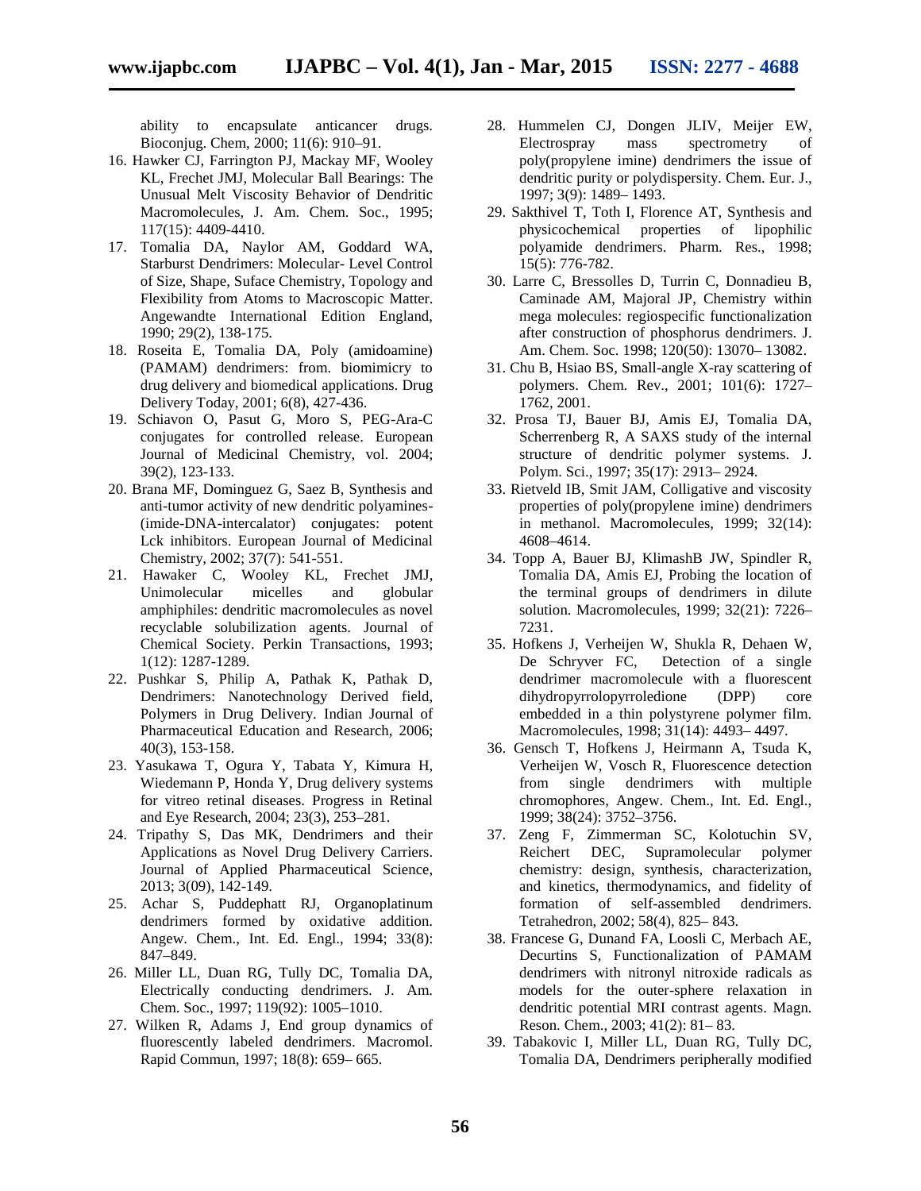ability to encapsulate anticancer drugs. Bioconjug. Chem, 2000; 11(6): 910–91.

16. Hawker CJ, Farrington PJ, Mackay MF, Wooley KL, Frechet JMJ, Molecular Ball Bearings: The Unusual Melt Viscosity Behavior of Dendritic Macromolecules, J. Am. Chem. Soc., 1995; 117(15): 4409-4410.
17. Tomalia DA, Naylor AM, Goddard WA, Starburst Dendrimers: Molecular- Level Control of Size, Shape, Suface Chemistry, Topology and Flexibility from Atoms to Macroscopic Matter. Angewandte International Edition England, 1990; 29(2), 138-175.
18. Roseita E, Tomalia DA, Poly (amidoamine) (PAMAM) dendrimers: from. biomimicry to drug delivery and biomedical applications. Drug Delivery Today, 2001; 6(8), 427-436.
19. Schiavon O, Pasut G, Moro S, PEG-Ara-C conjugates for controlled release. European Journal of Medicinal Chemistry, vol. 2004; 39(2), 123-133.
20. Brana MF, Dominguez G, Saez B, Synthesis and anti-tumor activity of new dendritic polyamines-(imide-DNA-intercalator) conjugates: potent Lck inhibitors. European Journal of Medicinal Chemistry, 2002; 37(7): 541-551.
21. Hawaker C, Wooley KL, Frechet JMJ, Unimolecular micelles and globular amphiphiles: dendritic macromolecules as novel recyclable solubilization agents. Journal of Chemical Society. Perkin Transactions, 1993; 1(12): 1287-1289.
22. Pushkar S, Philip A, Pathak K, Pathak D, Dendrimers: Nanotechnology Derived field, Polymers in Drug Delivery. Indian Journal of Pharmaceutical Education and Research, 2006; 40(3), 153-158.
23. Yasukawa T, Ogura Y, Tabata Y, Kimura H, Wiedemann P, Honda Y, Drug delivery systems for vitreo retinal diseases. Progress in Retinal and Eye Research, 2004; 23(3), 253–281.
24. Tripathy S, Das MK, Dendrimers and their Applications as Novel Drug Delivery Carriers. Journal of Applied Pharmaceutical Science, 2013; 3(09), 142-149.
25. Achar S, Puddephatt RJ, Organoplatinum dendrimers formed by oxidative addition. Angew. Chem., Int. Ed. Engl., 1994; 33(8): 847–849.
26. Miller LL, Duan RG, Tully DC, Tomalia DA, Electrically conducting dendrimers. J. Am. Chem. Soc., 1997; 119(92): 1005–1010.
27. Wilken R, Adams J, End group dynamics of fluorescently labeled dendrimers. Macromol. Rapid Commun, 1997; 18(8): 659– 665.
28. Hummelen CJ, Dongen JLIV, Meijer EW, Electrospray mass spectrometry of poly(propylene imine) dendrimers the issue of dendritic purity or polydispersity. Chem. Eur. J., 1997; 3(9): 1489– 1493.
29. Sakthivel T, Toth I, Florence AT, Synthesis and physicochemical properties of lipophilic polyamide dendrimers. Pharm. Res., 1998; 15(5): 776-782.
30. Larre C, Bressolles D, Turrin C, Donnadieu B, Caminade AM, Majoral JP, Chemistry within mega molecules: regiospecific functionalization after construction of phosphorus dendrimers. J. Am. Chem. Soc. 1998; 120(50): 13070– 13082.
31. Chu B, Hsiao BS, Small-angle X-ray scattering of polymers. Chem. Rev., 2001; 101(6): 1727–1762, 2001.
32. Prosa TJ, Bauer BJ, Amis EJ, Tomalia DA, Scherrenberg R, A SAXS study of the internal structure of dendritic polymer systems. J. Polym. Sci., 1997; 35(17): 2913– 2924.
33. Rietveld IB, Smit JAM, Colligative and viscosity properties of poly(propylene imine) dendrimers in methanol. Macromolecules, 1999; 32(14): 4608–4614.
34. Topp A, Bauer BJ, KlimashB JW, Spindler R, Tomalia DA, Amis EJ, Probing the location of the terminal groups of dendrimers in dilute solution. Macromolecules, 1999; 32(21): 7226–7231.
35. Hofkens J, Verheijen W, Shukla R, Dehaen W, De Schryver FC, Detection of a single dendrimer macromolecule with a fluorescent dihydropyrrolopyrroledione (DPP) core embedded in a thin polystyrene polymer film. Macromolecules, 1998; 31(14): 4493– 4497.
36. Gensch T, Hofkens J, Heirmann A, Tsuda K, Verheijen W, Vosch R, Fluorescence detection from single dendrimers with multiple chromophores, Angew. Chem., Int. Ed. Engl., 1999; 38(24): 3752–3756.
37. Zeng F, Zimmerman SC, Kolotuchin SV, Reichert DEC, Supramolecular polymer chemistry: design, synthesis, characterization, and kinetics, thermodynamics, and fidelity of formation of self-assembled dendrimers. Tetrahedron, 2002; 58(4), 825– 843.
38. Francese G, Dunand FA, Loosli C, Merbach AE, Decurtins S, Functionalization of PAMAM dendrimers with nitronyl nitroxide radicals as models for the outer-sphere relaxation in dendritic potential MRI contrast agents. Magn. Reson. Chem., 2003; 41(2): 81– 83.
39. Tabakovic I, Miller LL, Duan RG, Tully DC, Tomalia DA, Dendrimers peripherally modified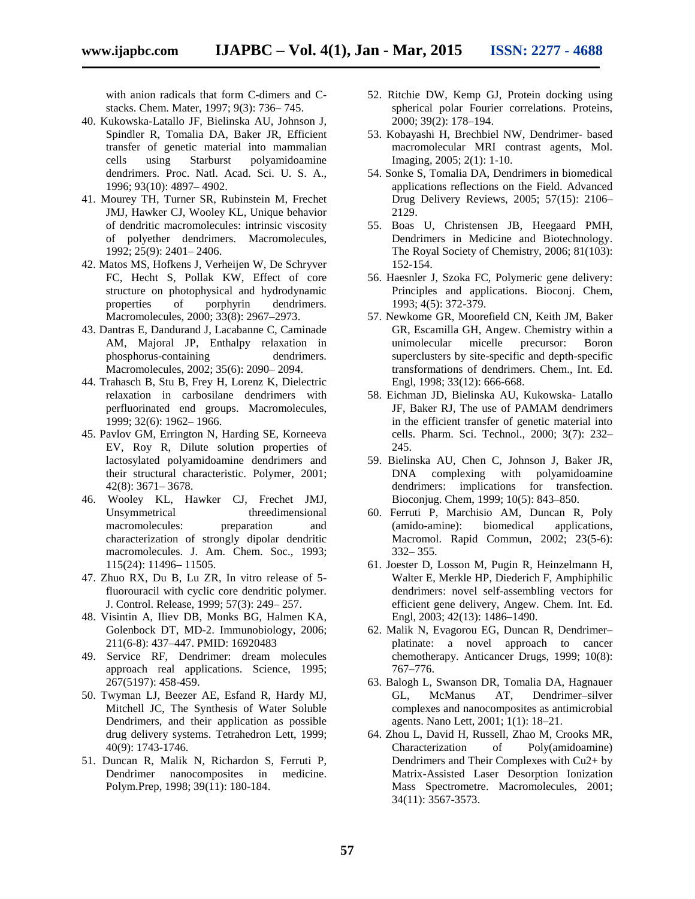with anion radicals that form C-dimers and C-stacks. Chem. Mater, 1997; 9(3): 736– 745.

40. Kukowska-Latallo JF, Bielinska AU, Johnson J, Spindler R, Tomalia DA, Baker JR, Efficient transfer of genetic material into mammalian cells using Starburst polyamidoamine dendrimers. Proc. Natl. Acad. Sci. U. S. A., 1996; 93(10): 4897– 4902.
41. Mourey TH, Turner SR, Rubinstein M, Frechet JMJ, Hawker CJ, Wooley KL, Unique behavior of dendritic macromolecules: intrinsic viscosity of polyether dendrimers. Macromolecules, 1992; 25(9): 2401– 2406.
42. Matos MS, Hofkens J, Verheijen W, De Schryver FC, Hecht S, Pollak KW, Effect of core structure on photophysical and hydrodynamic properties of porphyrin dendrimers. Macromolecules, 2000; 33(8): 2967–2973.
43. Dantras E, Dandurand J, Lacabanne C, Caminade AM, Majoral JP, Enthalpy relaxation in phosphorus-containing dendrimers. Macromolecules, 2002; 35(6): 2090– 2094.
44. Trahasch B, Stu B, Frey H, Lorenz K, Dielectric relaxation in carbosilane dendrimers with perfluorinated end groups. Macromolecules, 1999; 32(6): 1962– 1966.
45. Pavlov GM, Errington N, Harding SE, Korneeva EV, Roy R, Dilute solution properties of lactosylated polyamidoamine dendrimers and their structural characteristic. Polymer, 2001; 42(8): 3671– 3678.
46. Wooley KL, Hawker CJ, Frechet JMJ, Unsymmetrical threedimensional macromolecules: preparation and characterization of strongly dipolar dendritic macromolecules. J. Am. Chem. Soc., 1993; 115(24): 11496– 11505.
47. Zhuo RX, Du B, Lu ZR, In vitro release of 5-fluorouracil with cyclic core dendritic polymer. J. Control. Release, 1999; 57(3): 249– 257.
48. Visintin A, Iliev DB, Monks BG, Halmen KA, Golenbock DT, MD-2. Immunobiology, 2006; 211(6-8): 437–447. PMID: 16920483
49. Service RF, Dendrimer: dream molecules approach real applications. Science, 1995; 267(5197): 458-459.
50. Twyman LJ, Beezer AE, Esfand R, Hardy MJ, Mitchell JC, The Synthesis of Water Soluble Dendrimers, and their application as possible drug delivery systems. Tetrahedron Lett, 1999; 40(9): 1743-1746.
51. Duncan R, Malik N, Richardon S, Ferruti P, Dendrimer nanocomposites in medicine. Polym.Prep, 1998; 39(11): 180-184.
52. Ritchie DW, Kemp GJ, Protein docking using spherical polar Fourier correlations. Proteins, 2000; 39(2): 178–194.
53. Kobayashi H, Brechbiel NW, Dendrimer- based macromolecular MRI contrast agents, Mol. Imaging, 2005; 2(1): 1-10.
54. Sonke S, Tomalia DA, Dendrimers in biomedical applications reflections on the Field. Advanced Drug Delivery Reviews, 2005; 57(15): 2106–2129.
55. Boas U, Christensen JB, Heegaard PMH, Dendrimers in Medicine and Biotechnology. The Royal Society of Chemistry, 2006; 81(103): 152-154.
56. Haesnler J, Szoka FC, Polymeric gene delivery: Principles and applications. Bioconj. Chem, 1993; 4(5): 372-379.
57. Newkome GR, Moorefield CN, Keith JM, Baker GR, Escamilla GH, Angew. Chemistry within a unimolecular micelle precursor: Boron superclusters by site-specific and depth-specific transformations of dendrimers. Chem., Int. Ed. Engl, 1998; 33(12): 666-668.
58. Eichman JD, Bielinska AU, Kukowska- Latallo JF, Baker RJ, The use of PAMAM dendrimers in the efficient transfer of genetic material into cells. Pharm. Sci. Technol., 2000; 3(7): 232–245.
59. Bielinska AU, Chen C, Johnson J, Baker JR, DNA complexing with polyamidoamine dendrimers: implications for transfection. Bioconjug. Chem, 1999; 10(5): 843–850.
60. Ferruti P, Marchisio AM, Duncan R, Poly (amido-amine): biomedical applications, Macromol. Rapid Commun, 2002; 23(5-6): 332– 355.
61. Joester D, Losson M, Pugin R, Heinzelmann H, Walter E, Merkle HP, Diederich F, Amphiphilic dendrimers: novel self-assembling vectors for efficient gene delivery, Angew. Chem. Int. Ed. Engl, 2003; 42(13): 1486–1490.
62. Malik N, Evagorou EG, Duncan R, Dendrimer–platinate: a novel approach to cancer chemotherapy. Anticancer Drugs, 1999; 10(8): 767–776.
63. Balogh L, Swanson DR, Tomalia DA, Hagnauer GL, McManus AT, Dendrimer–silver complexes and nanocomposites as antimicrobial agents. Nano Lett, 2001; 1(1): 18–21.
64. Zhou L, David H, Russell, Zhao M, Crooks MR, Characterization of Poly(amidoamine) Dendrimers and Their Complexes with $Cu^{2+}$ by Matrix-Assisted Laser Desorption Ionization Mass Spectrometre. Macromolecules, 2001; 34(11): 3567-3573.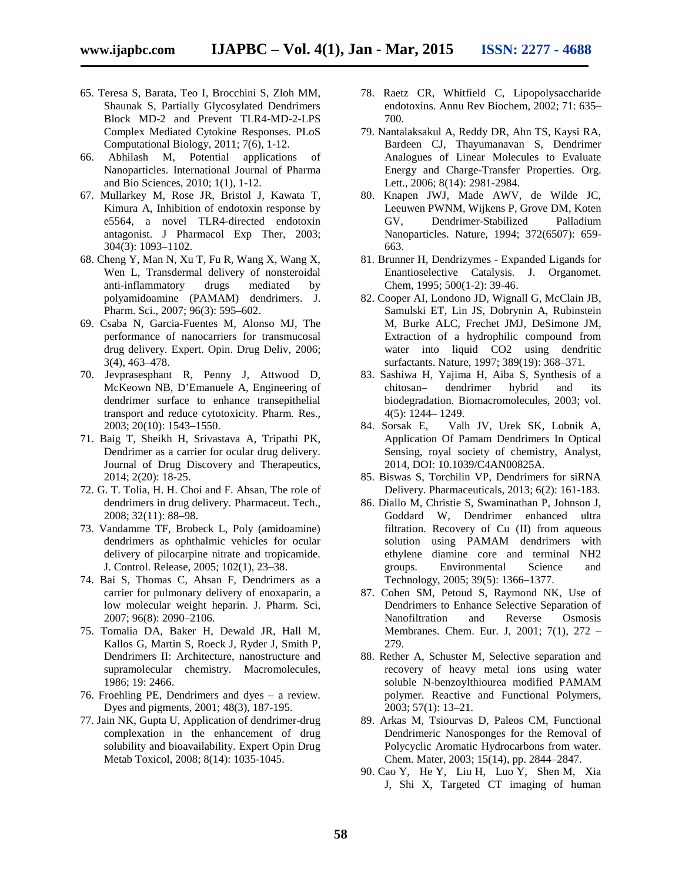65. Teresa S, Barata, Teo I, Brocchini S, Zloh MM, Shaunak S, Partially Glycosylated Dendrimers Block MD-2 and Prevent TLR4-MD-2-LPS Complex Mediated Cytokine Responses. PLoS Computational Biology, 2011; 7(6), 1-12.
66. Abhilash M, Potential applications of Nanoparticles. International Journal of Pharma and Bio Sciences, 2010; 1(1), 1-12.
67. Mullarkey M, Rose JR, Bristol J, Kawata T, Kimura A, Inhibition of endotoxin response by e5564, a novel TLR4-directed endotoxin antagonist. J Pharmacol Exp Ther, 2003; 304(3): 1093–1102.
68. Cheng Y, Man N, Xu T, Fu R, Wang X, Wang X, Wen L, Transdermal delivery of nonsteroidal anti-inflammatory drugs mediated by polyamidoamine (PAMAM) dendrimers. J. Pharm. Sci., 2007; 96(3): 595–602.
69. Csaba N, Garcia-Fuentes M, Alonso MJ, The performance of nanocarriers for transmucosal drug delivery. Expert. Opin. Drug Deliv, 2006; 3(4), 463–478.
70. Jevprasesphant R, Penny J, Attwood D, McKeown NB, D'Emanuele A, Engineering of dendrimer surface to enhance transepithelial transport and reduce cytotoxicity. Pharm. Res., 2003; 20(10): 1543–1550.
71. Baig T, Sheikh H, Srivastava A, Tripathi PK, Dendrimer as a carrier for ocular drug delivery. Journal of Drug Discovery and Therapeutics, 2014; 2(20): 18-25.
72. G. T. Tolia, H. H. Choi and F. Ahsan, The role of dendrimers in drug delivery. Pharmaceut. Tech., 2008; 32(11): 88–98.
73. Vandamme TF, Brobeck L, Poly (amidoamine) dendrimers as ophthalmic vehicles for ocular delivery of pilocarpine nitrate and tropicamide. J. Control. Release, 2005; 102(1), 23–38.
74. Bai S, Thomas C, Ahsan F, Dendrimers as a carrier for pulmonary delivery of enoxaparin, a low molecular weight heparin. J. Pharm. Sci, 2007; 96(8): 2090–2106.
75. Tomalia DA, Baker H, Dewald JR, Hall M, Kallos G, Martin S, Roeck J, Ryder J, Smith P, Dendrimers II: Architecture, nanostructure and supramolecular chemistry. Macromolecules, 1986; 19: 2466.
76. Froehling PE, Dendrimers and dyes – a review. Dyes and pigments, 2001; 48(3), 187-195.
77. Jain NK, Gupta U, Application of dendrimer-drug complexation in the enhancement of drug solubility and bioavailability. Expert Opin Drug Metab Toxicol, 2008; 8(14): 1035-1045.
78. Raetz CR, Whitfield C, Lipopolysaccharide endotoxins. Annu Rev Biochem, 2002; 71: 635–700.
79. Nantalaksakul A, Reddy DR, Ahn TS, Kaysi RA, Bardeen CJ, Thayumanavan S, Dendrimer Analogues of Linear Molecules to Evaluate Energy and Charge-Transfer Properties. Org. Lett., 2006; 8(14): 2981-2984.
80. Knapen JWJ, Made AWV, de Wilde JC, Leeuwen PWNM, Wijkens P, Grove DM, Koten GV, Dendrimer-Stabilized Palladium Nanoparticles. Nature, 1994; 372(6507): 659-663.
81. Brunner H, Dendrizymes - Expanded Ligands for Enantioselective Catalysis. J. Organomet. Chem, 1995; 500(1-2): 39-46.
82. Cooper AI, Londono JD, Wignall G, McClain JB, Samulski ET, Lin JS, Dobrynin A, Rubinstein M, Burke ALC, Frechet JMJ, DeSimone JM, Extraction of a hydrophilic compound from water into liquid $CO_2$ using dendritic surfactants. Nature, 1997; 389(19): 368–371.
83. Sashiwa H, Yajima H, Aiba S, Synthesis of a chitosan– dendrimer hybrid and its biodegradation. Biomacromolecules, 2003; vol. 4(5): 1244– 1249.
84. Sorsak E, Valh JV, Urek SK, Lobnik A, Application Of Pamam Dendrimers In Optical Sensing, royal society of chemistry, Analyst, 2014, DOI: 10.1039/C4AN00825A.
85. Biswas S, Torchilin VP, Dendrimers for siRNA Delivery. Pharmaceuticals, 2013; 6(2): 161-183.
86. Diallo M, Christie S, Swaminathan P, Johnson J, Goddard W, Dendrimer enhanced ultra filtration. Recovery of Cu (II) from aqueous solution using PAMAM dendrimers with ethylene diamine core and terminal $NH_2$ groups. Environmental Science and Technology, 2005; 39(5): 1366–1377.
87. Cohen SM, Petoud S, Raymond NK, Use of Dendrimers to Enhance Selective Separation of Nanofiltration and Reverse Osmosis Membranes. Chem. Eur. J, 2001; 7(1), 272 – 279.
88. Rether A, Schuster M, Selective separation and recovery of heavy metal ions using water soluble N-benzoylthiourea modified PAMAM polymer. Reactive and Functional Polymers, 2003; 57(1): 13–21.
89. Arkas M, Tsiourvas D, Paleos CM, Functional Dendrimeric Nanosponges for the Removal of Polycyclic Aromatic Hydrocarbons from water. Chem. Mater, 2003; 15(14), pp. 2844–2847.
90. Cao Y, He Y, Liu H, Luo Y, Shen M, Xia J, Shi X, Targeted CT imaging of human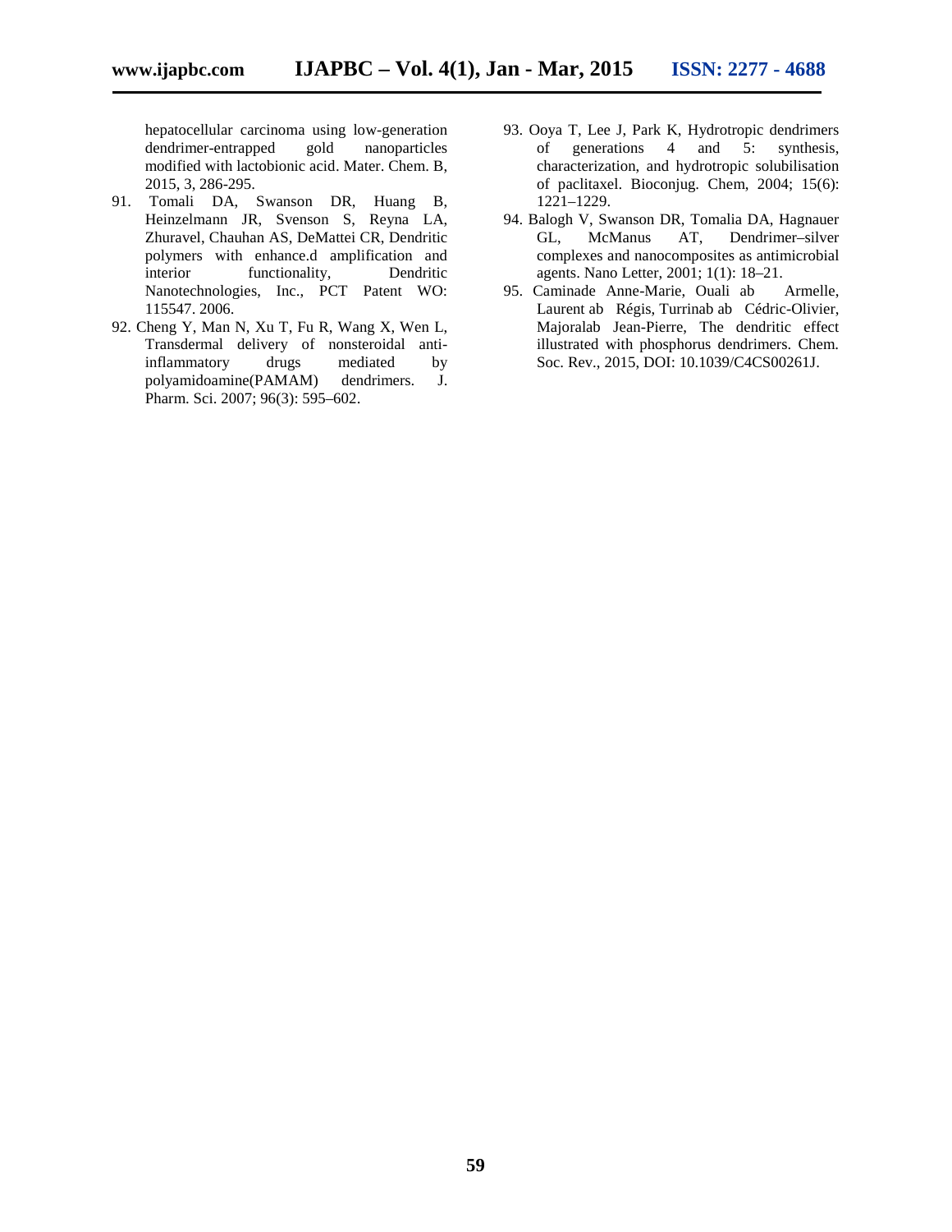hepatocellular carcinoma using low-generation dendrimer-entrapped gold nanoparticles modified with lactobionic acid. Mater. Chem. B, 2015, 3, 286-295.

91. Tomali DA, Swanson DR, Huang B, Heinzelmann JR, Svenson S, Reyna LA, Zhuravel, Chauhan AS, DeMattei CR, Dendritic polymers with enhance.d amplification and interior functionality, Dendritic Nanotechnologies, Inc., PCT Patent WO: 115547. 2006.
92. Cheng Y, Man N, Xu T, Fu R, Wang X, Wen L, Transdermal delivery of nonsteroidal anti-inflammatory drugs mediated by polyamidoamine(PAMAM) dendrimers. J. Pharm. Sci. 2007; 96(3): 595–602.
93. Ooya T, Lee J, Park K, Hydrotropic dendrimers of generations 4 and 5: synthesis, characterization, and hydrotropic solubilisation of paclitaxel. Bioconjug. Chem, 2004; 15(6): 1221–1229.
94. Balogh V, Swanson DR, Tomalia DA, Hagnauer GL, McManus AT, Dendrimer–silver complexes and nanocomposites as antimicrobial agents. Nano Letter, 2001; 1(1): 18–21.
95. Caminade Anne-Marie, Ouali ab Armelle, Laurent ab Régis, Turrinab ab Cédric-Olivier, Majoralab Jean-Pierre, The dendritic effect illustrated with phosphorus dendrimers. Chem. Soc. Rev., 2015, DOI: 10.1039/C4CS00261J.